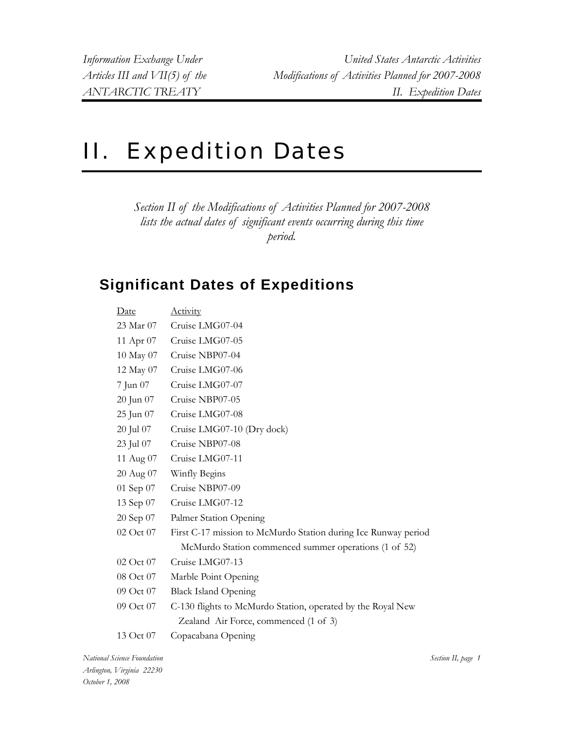# II. Expedition Dates

*Section II of the Modifications of Activities Planned for 2007-2008 lists the actual dates of significant events occurring during this time period.*

## Significant Dates of Expeditions

| Date | Activity |
|---|---|
| 23 Mar 07 | Cruise LMG07-04 |
| 11 Apr 07 | Cruise LMG07-05 |
| 10 May 07 | Cruise NBP07-04 |
| 12 May 07 | Cruise LMG07-06 |
| 7 Jun 07 | Cruise LMG07-07 |
| 20 Jun 07 | Cruise NBP07-05 |
| 25 Jun 07 | Cruise LMG07-08 |
| 20 Jul 07 | Cruise LMG07-10 (Dry dock) |
| 23 Jul 07 | Cruise NBP07-08 |
| 11 Aug 07 | Cruise LMG07-11 |
| 20 Aug 07 | Winfly Begins |
| 01 Sep 07 | Cruise NBP07-09 |
| 13 Sep 07 | Cruise LMG07-12 |
| 20 Sep 07 | Palmer Station Opening |
| 02 Oct 07 | First C-17 mission to McMurdo Station during Ice Runway period McMurdo Station commenced summer operations (1 of 52) |
| 02 Oct 07 | Cruise LMG07-13 |
| 08 Oct 07 | Marble Point Opening |
| 09 Oct 07 | Black Island Opening |
| 09 Oct 07 | C-130 flights to McMurdo Station, operated by the Royal New Zealand Air Force, commenced (1 of 3) |
| 13 Oct 07 | Copacabana Opening |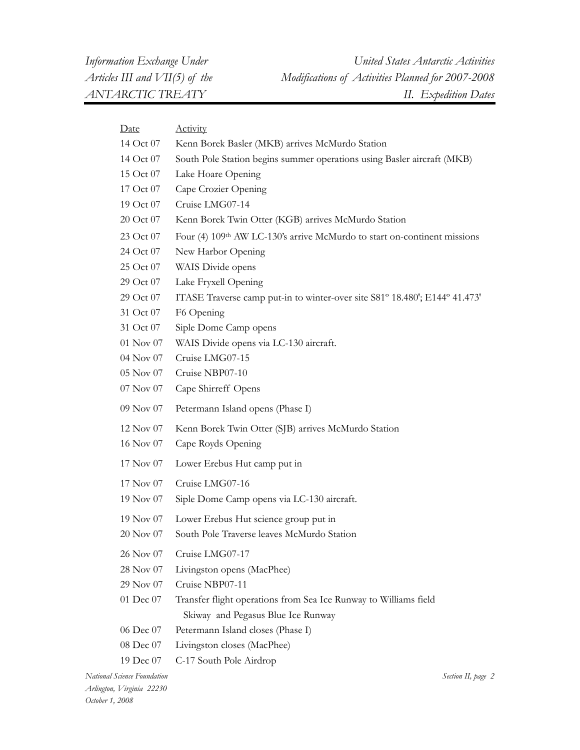| Date | Activity |
| --- | --- |
| 14 Oct 07 | Kenn Borek Basler (MKB) arrives McMurdo Station |
| 14 Oct 07 | South Pole Station begins summer operations using Basler aircraft (MKB) |
| 15 Oct 07 | Lake Hoare Opening |
| 17 Oct 07 | Cape Crozier Opening |
| 19 Oct 07 | Cruise LMG07-14 |
| 20 Oct 07 | Kenn Borek Twin Otter (KGB) arrives McMurdo Station |
| 23 Oct 07 | Four (4) 109th AW LC-130's arrive McMurdo to start on-continent missions |
| 24 Oct 07 | New Harbor Opening |
| 25 Oct 07 | WAIS Divide opens |
| 29 Oct 07 | Lake Fryxell Opening |
| 29 Oct 07 | ITASE Traverse camp put-in to winter-over site S81º 18.480'; E144º 41.473' |
| 31 Oct 07 | F6 Opening |
| 31 Oct 07 | Siple Dome Camp opens |
| 01 Nov 07 | WAIS Divide opens via LC-130 aircraft. |
| 04 Nov 07 | Cruise LMG07-15 |
| 05 Nov 07 | Cruise NBP07-10 |
| 07 Nov 07 | Cape Shirreff Opens |
| 09 Nov 07 | Petermann Island opens (Phase I) |
| 12 Nov 07 | Kenn Borek Twin Otter (SJB) arrives McMurdo Station |
| 16 Nov 07 | Cape Royds Opening |
| 17 Nov 07 | Lower Erebus Hut camp put in |
| 17 Nov 07 | Cruise LMG07-16 |
| 19 Nov 07 | Siple Dome Camp opens via LC-130 aircraft. |
| 19 Nov 07 | Lower Erebus Hut science group put in |
| 20 Nov 07 | South Pole Traverse leaves McMurdo Station |
| 26 Nov 07 | Cruise LMG07-17 |
| 28 Nov 07 | Livingston opens (MacPhee) |
| 29 Nov 07 | Cruise NBP07-11 |
| 01 Dec 07 | Transfer flight operations from Sea Ice Runway to Williams field Skiway and Pegasus Blue Ice Runway |
| 06 Dec 07 | Petermann Island closes (Phase I) |
| 08 Dec 07 | Livingston closes (MacPhee) |
| 19 Dec 07 | C-17 South Pole Airdrop |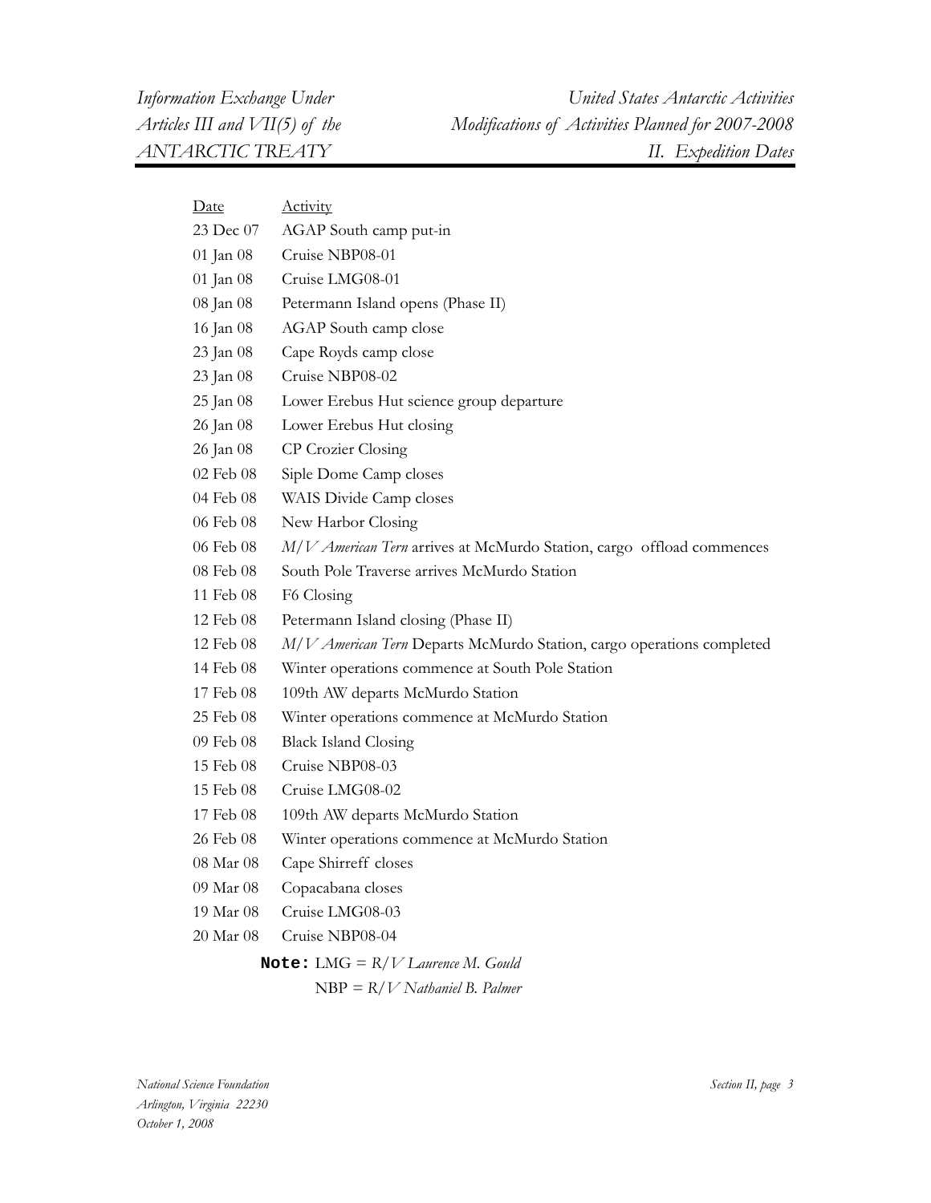| Date | Activity |
|---|---|
| 23 Dec 07 | AGAP South camp put-in |
| 01 Jan 08 | Cruise NBP08-01 |
| 01 Jan 08 | Cruise LMG08-01 |
| 08 Jan 08 | Petermann Island opens (Phase II) |
| 16 Jan 08 | AGAP South camp close |
| 23 Jan 08 | Cape Royds camp close |
| 23 Jan 08 | Cruise NBP08-02 |
| 25 Jan 08 | Lower Erebus Hut science group departure |
| 26 Jan 08 | Lower Erebus Hut closing |
| 26 Jan 08 | CP Crozier Closing |
| 02 Feb 08 | Siple Dome Camp closes |
| 04 Feb 08 | WAIS Divide Camp closes |
| 06 Feb 08 | New Harbor Closing |
| 06 Feb 08 | *M/V American Tern* arrives at McMurdo Station, cargo offload commences |
| 08 Feb 08 | South Pole Traverse arrives McMurdo Station |
| 11 Feb 08 | F6 Closing |
| 12 Feb 08 | Petermann Island closing (Phase II) |
| 12 Feb 08 | *M/V American Tern* Departs McMurdo Station, cargo operations completed |
| 14 Feb 08 | Winter operations commence at South Pole Station |
| 17 Feb 08 | 109th AW departs McMurdo Station |
| 25 Feb 08 | Winter operations commence at McMurdo Station |
| 09 Feb 08 | Black Island Closing |
| 15 Feb 08 | Cruise NBP08-03 |
| 15 Feb 08 | Cruise LMG08-02 |
| 17 Feb 08 | 109th AW departs McMurdo Station |
| 26 Feb 08 | Winter operations commence at McMurdo Station |
| 08 Mar 08 | Cape Shirreff closes |
| 09 Mar 08 | Copacabana closes |
| 19 Mar 08 | Cruise LMG08-03 |
| 20 Mar 08 | Cruise NBP08-04 |

**Note:** LMG = *R/V Laurence M. Gould*
NBP = *R/V Nathaniel B. Palmer*